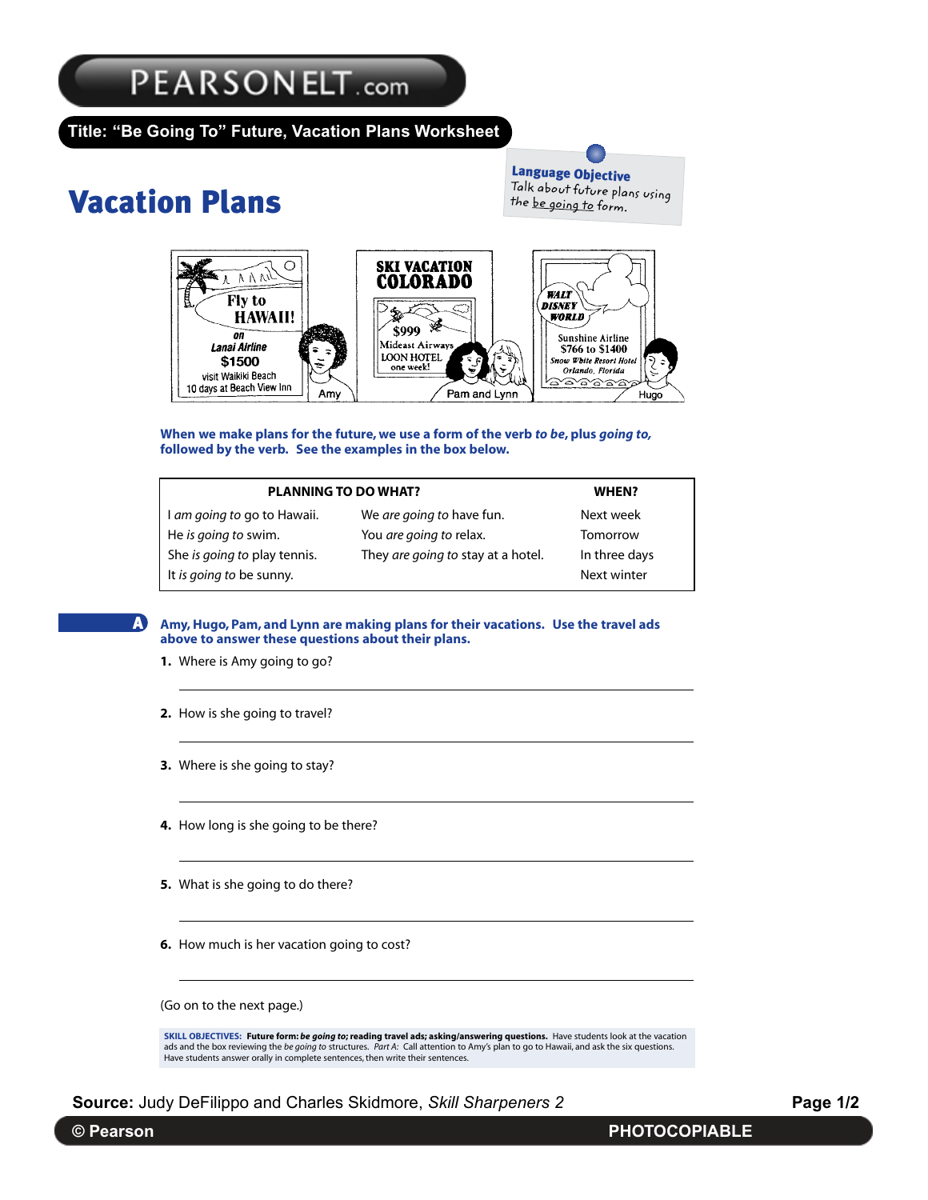**Title: "Be Going To" Future, Vacation Plans Worksheet**

# Vacation Plans

**Language Objective**
Talk about future plans using the be going to form.

Fly to HAWAII! on Lanai Airline $1500 visit Waikiki Beach 10 days at Beach View Inn — Amy

SKI VACATION COLORADO $999 Mideast Airways LOON HOTEL one week! — Pam and Lynn

WALT DISNEY WORLD Sunshine Airline $766 to $1400 Snow White Resort Hotel Orlando, Florida — Hugo

**When we make plans for the future, we use a form of the verb *to be*, plus *going to*, followed by the verb. See the examples in the box below.**

| PLANNING TO DO WHAT? | | WHEN? |
|---|---|---|
| I *am going to* go to Hawaii. | We *are going to* have fun. | Next week |
| He *is going to* swim. | You *are going to* relax. | Tomorrow |
| She *is going to* play tennis. | They *are going to* stay at a hotel. | In three days |
| It *is going to* be sunny. | | Next winter |

## A

**Amy, Hugo, Pam, and Lynn are making plans for their vacations. Use the travel ads above to answer these questions about their plans.**

**1.** Where is Amy going to go?

______________________________

**2.** How is she going to travel?

______________________________

**3.** Where is she going to stay?

______________________________

**4.** How long is she going to be there?

______________________________

**5.** What is she going to do there?

______________________________

**6.** How much is her vacation going to cost?

______________________________

(Go on to the next page.)

**SKILL OBJECTIVES: Future form: *be going to*; reading travel ads; asking/answering questions.** Have students look at the vacation ads and the box reviewing the *be going to* structures. *Part A:* Call attention to Amy's plan to go to Hawaii, and ask the six questions. Have students answer orally in complete sentences, then write their sentences.

**Source:** Judy DeFilippo and Charles Skidmore, *Skill Sharpeners 2*

© Pearson PHOTOCOPIABLE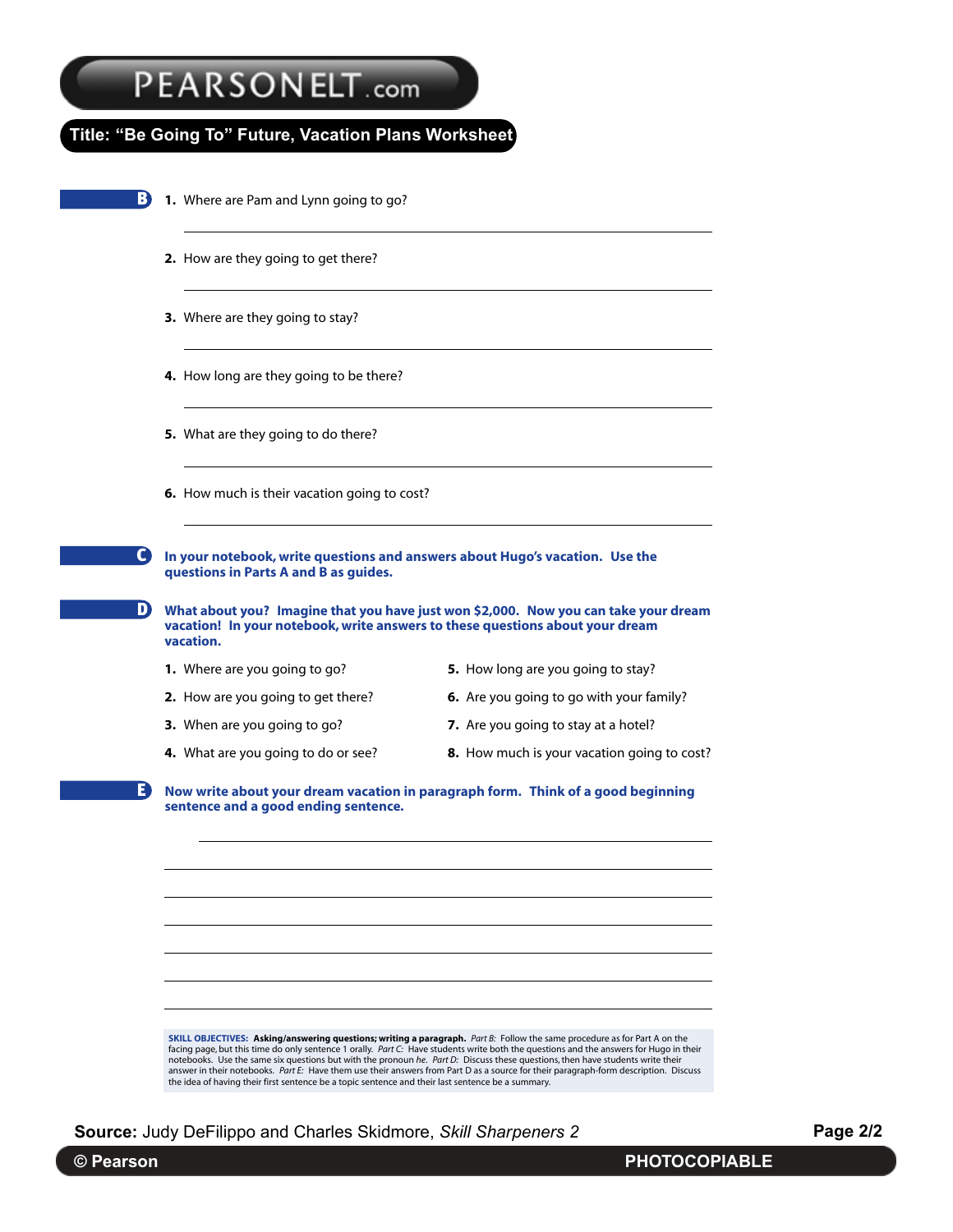**Title: "Be Going To" Future, Vacation Plans Worksheet**

**B**

1. Where are Pam and Lynn going to go?

   ______________________________

2. How are they going to get there?

   ______________________________

3. Where are they going to stay?

   ______________________________

4. How long are they going to be there?

   ______________________________

5. What are they going to do there?

   ______________________________

6. How much is their vacation going to cost?

   ______________________________

**C** **In your notebook, write questions and answers about Hugo's vacation. Use the questions in Parts A and B as guides.**

**D** **What about you? Imagine that you have just won $2,000. Now you can take your dream vacation! In your notebook, write answers to these questions about your dream vacation.**

1. Where are you going to go?
2. How are you going to get there?
3. When are you going to go?
4. What are you going to do or see?
5. How long are you going to stay?
6. Are you going to go with your family?
7. Are you going to stay at a hotel?
8. How much is your vacation going to cost?

**E** **Now write about your dream vacation in paragraph form. Think of a good beginning sentence and a good ending sentence.**

______________________________

______________________________

______________________________

______________________________

______________________________

______________________________

______________________________

**SKILL OBJECTIVES: Asking/answering questions; writing a paragraph.** *Part B:* Follow the same procedure as for Part A on the facing page, but this time do only sentence 1 orally. *Part C:* Have students write both the questions and the answers for Hugo in their notebooks. Use the same six questions but with the pronoun *he*. *Part D:* Discuss these questions, then have students write their answer in their notebooks. *Part E:* Have them use their answers from Part D as a source for their paragraph-form description. Discuss the idea of having their first sentence be a topic sentence and their last sentence be a summary.

**Source:** Judy DeFilippo and Charles Skidmore, *Skill Sharpeners 2*